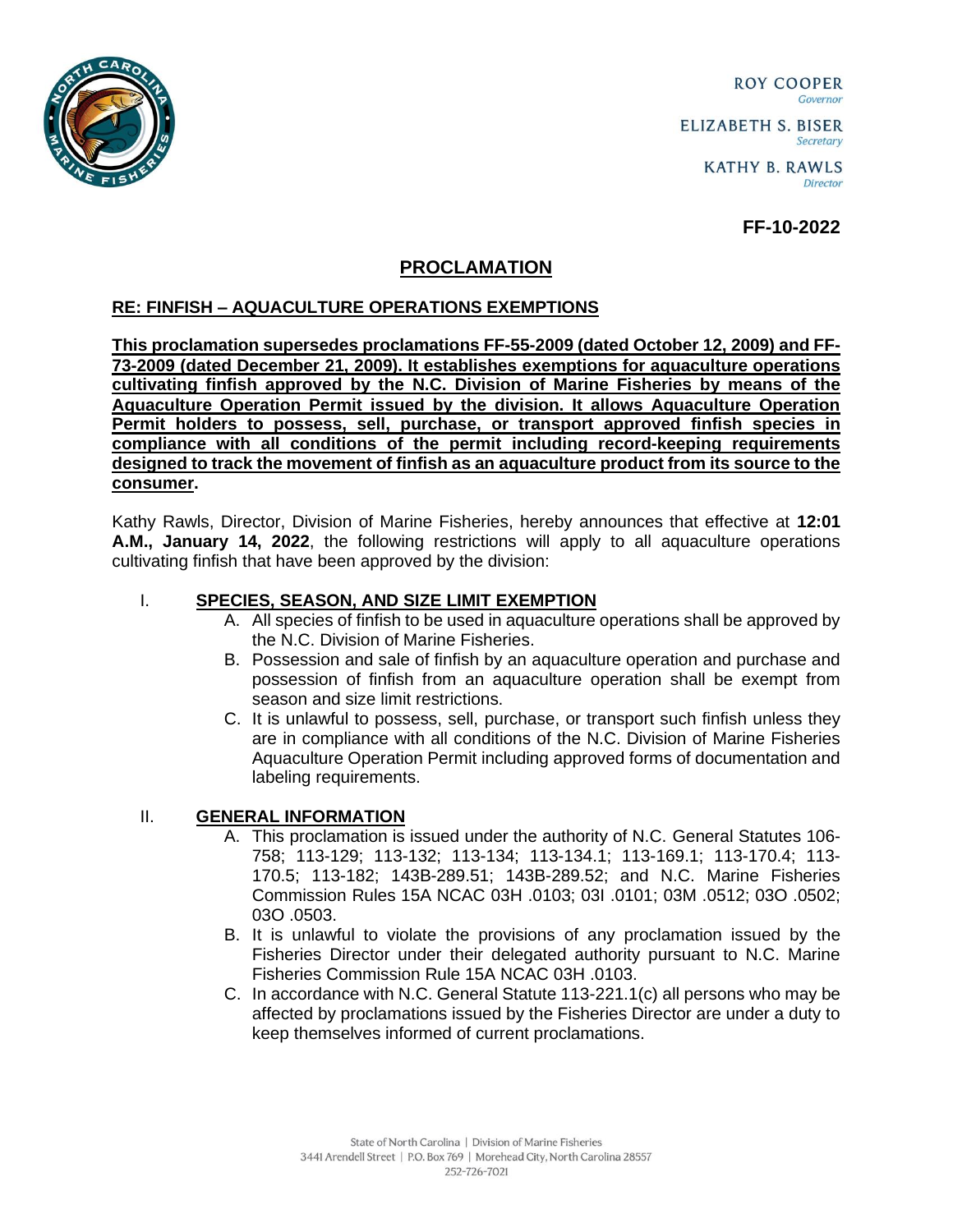ROY COOPER
*Governor*

ELIZABETH S. BISER
*Secretary*

KATHY B. RAWLS
*Director*

**FF-10-2022**

# PROCLAMATION

## RE: FINFISH – AQUACULTURE OPERATIONS EXEMPTIONS

**This proclamation supersedes proclamations FF-55-2009 (dated October 12, 2009) and FF-73-2009 (dated December 21, 2009). It establishes exemptions for aquaculture operations cultivating finfish approved by the N.C. Division of Marine Fisheries by means of the Aquaculture Operation Permit issued by the division. It allows Aquaculture Operation Permit holders to possess, sell, purchase, or transport approved finfish species in compliance with all conditions of the permit including record-keeping requirements designed to track the movement of finfish as an aquaculture product from its source to the consumer.**

Kathy Rawls, Director, Division of Marine Fisheries, hereby announces that effective at **12:01 A.M., January 14, 2022**, the following restrictions will apply to all aquaculture operations cultivating finfish that have been approved by the division:

### I. SPECIES, SEASON, AND SIZE LIMIT EXEMPTION

A. All species of finfish to be used in aquaculture operations shall be approved by the N.C. Division of Marine Fisheries.

B. Possession and sale of finfish by an aquaculture operation and purchase and possession of finfish from an aquaculture operation shall be exempt from season and size limit restrictions.

C. It is unlawful to possess, sell, purchase, or transport such finfish unless they are in compliance with all conditions of the N.C. Division of Marine Fisheries Aquaculture Operation Permit including approved forms of documentation and labeling requirements.

### II. GENERAL INFORMATION

A. This proclamation is issued under the authority of N.C. General Statutes 106-758; 113-129; 113-132; 113-134; 113-134.1; 113-169.1; 113-170.4; 113-170.5; 113-182; 143B-289.51; 143B-289.52; and N.C. Marine Fisheries Commission Rules 15A NCAC 03H .0103; 03I .0101; 03M .0512; 03O .0502; 03O .0503.

B. It is unlawful to violate the provisions of any proclamation issued by the Fisheries Director under their delegated authority pursuant to N.C. Marine Fisheries Commission Rule 15A NCAC 03H .0103.

C. In accordance with N.C. General Statute 113-221.1(c) all persons who may be affected by proclamations issued by the Fisheries Director are under a duty to keep themselves informed of current proclamations.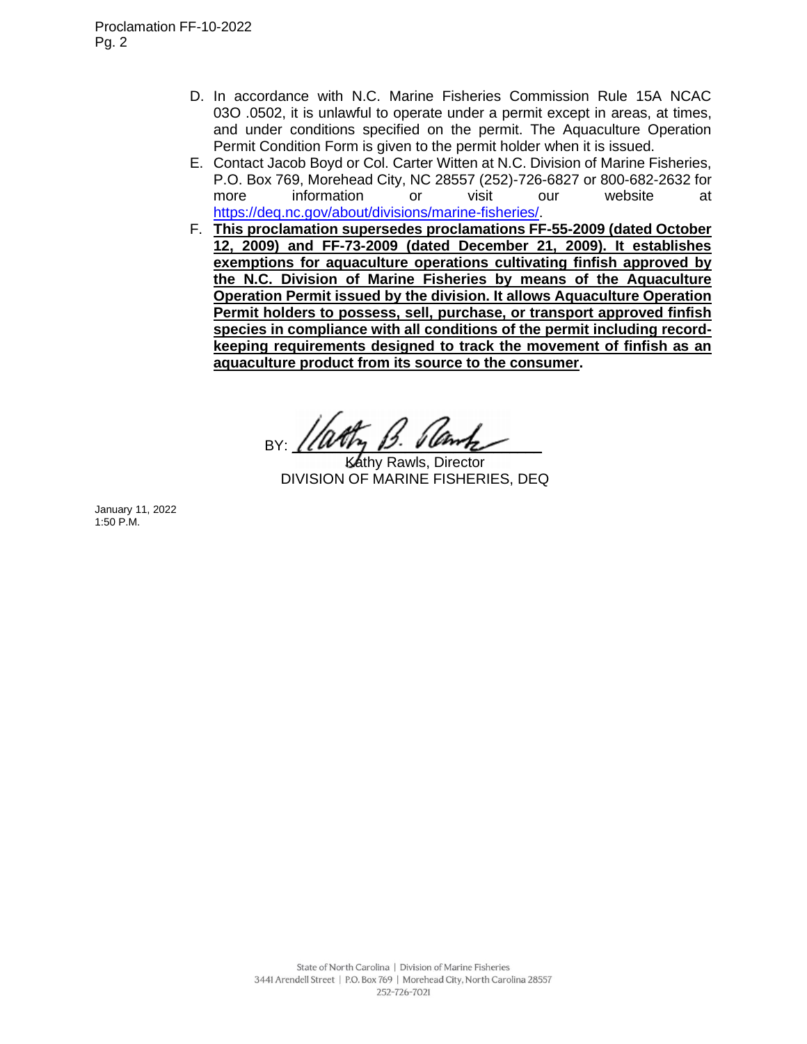D. In accordance with N.C. Marine Fisheries Commission Rule 15A NCAC 03O .0502, it is unlawful to operate under a permit except in areas, at times, and under conditions specified on the permit. The Aquaculture Operation Permit Condition Form is given to the permit holder when it is issued.

E. Contact Jacob Boyd or Col. Carter Witten at N.C. Division of Marine Fisheries, P.O. Box 769, Morehead City, NC 28557 (252)-726-6827 or 800-682-2632 for more information or visit our website at https://deq.nc.gov/about/divisions/marine-fisheries/.

F. **This proclamation supersedes proclamations FF-55-2009 (dated October 12, 2009) and FF-73-2009 (dated December 21, 2009). It establishes exemptions for aquaculture operations cultivating finfish approved by the N.C. Division of Marine Fisheries by means of the Aquaculture Operation Permit issued by the division. It allows Aquaculture Operation Permit holders to possess, sell, purchase, or transport approved finfish species in compliance with all conditions of the permit including record-keeping requirements designed to track the movement of finfish as an aquaculture product from its source to the consumer.**

BY: Kathy B. Rawls

Kathy Rawls, Director
DIVISION OF MARINE FISHERIES, DEQ

January 11, 2022
1:50 P.M.

State of North Carolina | Division of Marine Fisheries
3441 Arendell Street | P.O. Box 769 | Morehead City, North Carolina 28557
252-726-7021